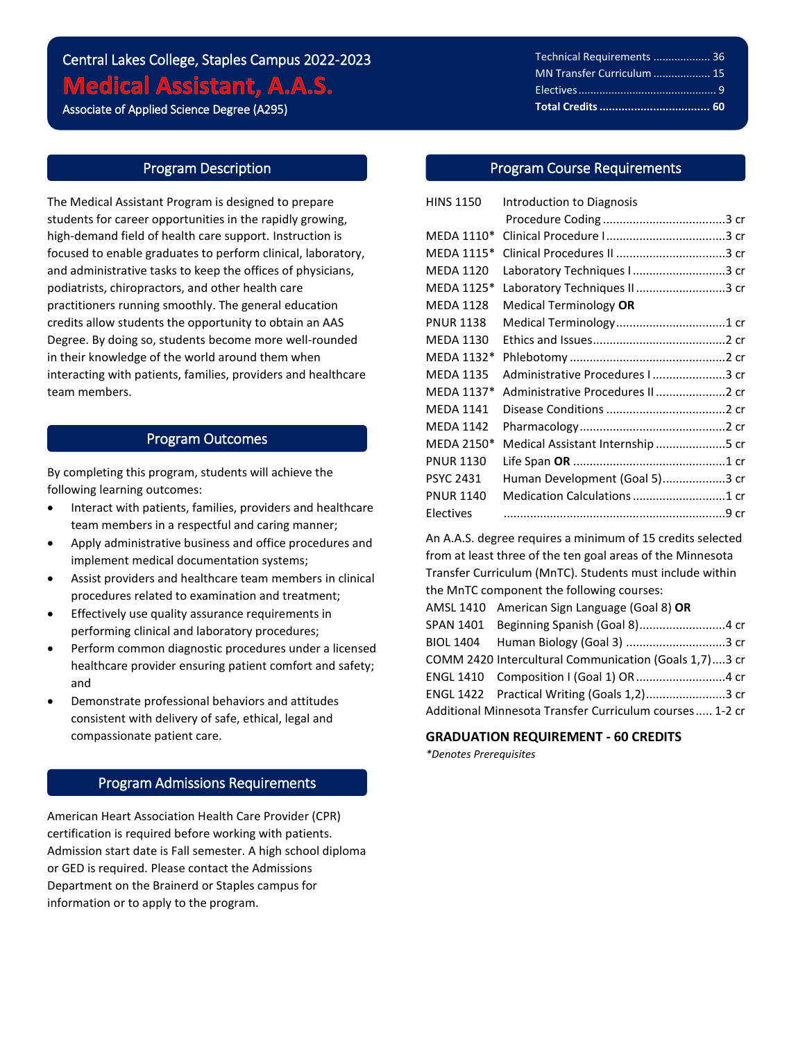Central Lakes College, Staples Campus 2022-2023

# Medical Assistant, A.A.S.

Associate of Applied Science Degree (A295)

| | |
|---|---|
| Technical Requirements | 36 |
| MN Transfer Curriculum | 15 |
| Electives | 9 |
| **Total Credits** | **60** |

## Program Description

The Medical Assistant Program is designed to prepare students for career opportunities in the rapidly growing, high-demand field of health care support. Instruction is focused to enable graduates to perform clinical, laboratory, and administrative tasks to keep the offices of physicians, podiatrists, chiropractors, and other health care practitioners running smoothly. The general education credits allow students the opportunity to obtain an AAS Degree. By doing so, students become more well-rounded in their knowledge of the world around them when interacting with patients, families, providers and healthcare team members.

## Program Outcomes

By completing this program, students will achieve the following learning outcomes:

- Interact with patients, families, providers and healthcare team members in a respectful and caring manner;
- Apply administrative business and office procedures and implement medical documentation systems;
- Assist providers and healthcare team members in clinical procedures related to examination and treatment;
- Effectively use quality assurance requirements in performing clinical and laboratory procedures;
- Perform common diagnostic procedures under a licensed healthcare provider ensuring patient comfort and safety; and
- Demonstrate professional behaviors and attitudes consistent with delivery of safe, ethical, legal and compassionate patient care.

## Program Admissions Requirements

American Heart Association Health Care Provider (CPR) certification is required before working with patients. Admission start date is Fall semester. A high school diploma or GED is required. Please contact the Admissions Department on the Brainerd or Staples campus for information or to apply to the program.

## Program Course Requirements

| Course | Title | Credits |
|---|---|---|
| HINS 1150 | Introduction to Diagnosis Procedure Coding | 3 cr |
| MEDA 1110* | Clinical Procedure I | 3 cr |
| MEDA 1115* | Clinical Procedures II | 3 cr |
| MEDA 1120 | Laboratory Techniques I | 3 cr |
| MEDA 1125* | Laboratory Techniques II | 3 cr |
| MEDA 1128 | Medical Terminology **OR** | |
| PNUR 1138 | Medical Terminology | 1 cr |
| MEDA 1130 | Ethics and Issues | 2 cr |
| MEDA 1132* | Phlebotomy | 2 cr |
| MEDA 1135 | Administrative Procedures I | 3 cr |
| MEDA 1137* | Administrative Procedures II | 2 cr |
| MEDA 1141 | Disease Conditions | 2 cr |
| MEDA 1142 | Pharmacology | 2 cr |
| MEDA 2150* | Medical Assistant Internship | 5 cr |
| PNUR 1130 | Life Span **OR** | 1 cr |
| PSYC 2431 | Human Development (Goal 5) | 3 cr |
| PNUR 1140 | Medication Calculations | 1 cr |
| Electives | | 9 cr |

An A.A.S. degree requires a minimum of 15 credits selected from at least three of the ten goal areas of the Minnesota Transfer Curriculum (MnTC). Students must include within the MnTC component the following courses:

| Course | Title | Credits |
|---|---|---|
| AMSL 1410 | American Sign Language (Goal 8) **OR** | |
| SPAN 1401 | Beginning Spanish (Goal 8) | 4 cr |
| BIOL 1404 | Human Biology (Goal 3) | 3 cr |
| COMM 2420 | Intercultural Communication (Goals 1,7) | 3 cr |
| ENGL 1410 | Composition I (Goal 1) OR | 4 cr |
| ENGL 1422 | Practical Writing (Goals 1,2) | 3 cr |
| Additional Minnesota Transfer Curriculum courses | | 1-2 cr |

**GRADUATION REQUIREMENT - 60 CREDITS**

*\*Denotes Prerequisites*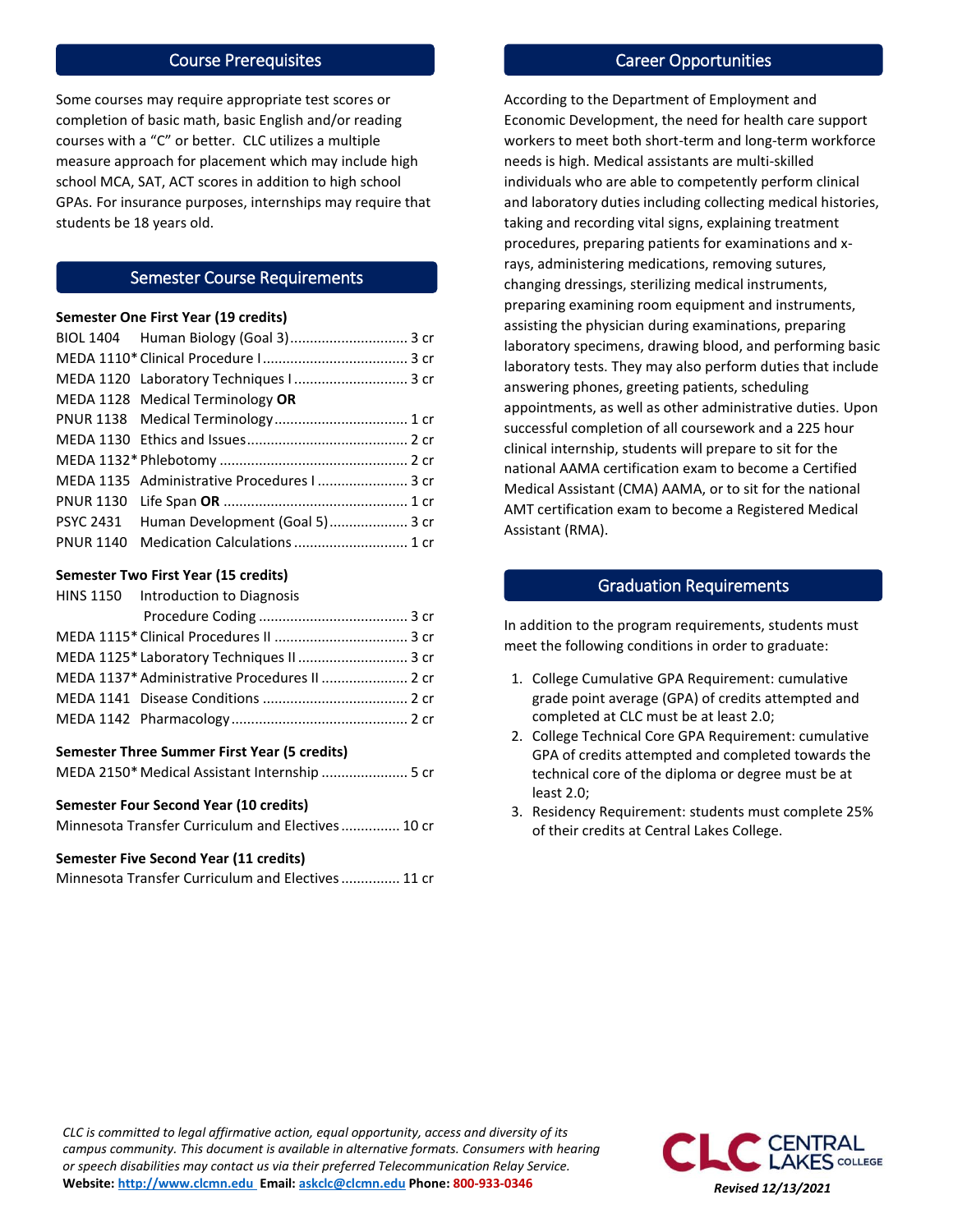## Course Prerequisites

Some courses may require appropriate test scores or completion of basic math, basic English and/or reading courses with a "C" or better. CLC utilizes a multiple measure approach for placement which may include high school MCA, SAT, ACT scores in addition to high school GPAs. For insurance purposes, internships may require that students be 18 years old.

## Semester Course Requirements

**Semester One First Year (19 credits)**

| | | |
|---|---|---|
| BIOL 1404 | Human Biology (Goal 3) | 3 cr |
| MEDA 1110* | Clinical Procedure I | 3 cr |
| MEDA 1120 | Laboratory Techniques I | 3 cr |
| MEDA 1128 | Medical Terminology **OR** | |
| PNUR 1138 | Medical Terminology | 1 cr |
| MEDA 1130 | Ethics and Issues | 2 cr |
| MEDA 1132* | Phlebotomy | 2 cr |
| MEDA 1135 | Administrative Procedures I | 3 cr |
| PNUR 1130 | Life Span **OR** | 1 cr |
| PSYC 2431 | Human Development (Goal 5) | 3 cr |
| PNUR 1140 | Medication Calculations | 1 cr |

**Semester Two First Year (15 credits)**

| | | |
|---|---|---|
| HINS 1150 | Introduction to Diagnosis Procedure Coding | 3 cr |
| MEDA 1115* | Clinical Procedures II | 3 cr |
| MEDA 1125* | Laboratory Techniques II | 3 cr |
| MEDA 1137* | Administrative Procedures II | 2 cr |
| MEDA 1141 | Disease Conditions | 2 cr |
| MEDA 1142 | Pharmacology | 2 cr |

**Semester Three Summer First Year (5 credits)**

| | | |
|---|---|---|
| MEDA 2150* | Medical Assistant Internship | 5 cr |

**Semester Four Second Year (10 credits)**

Minnesota Transfer Curriculum and Electives ............... 10 cr

**Semester Five Second Year (11 credits)**

Minnesota Transfer Curriculum and Electives ............... 11 cr

## Career Opportunities

According to the Department of Employment and Economic Development, the need for health care support workers to meet both short-term and long-term workforce needs is high. Medical assistants are multi-skilled individuals who are able to competently perform clinical and laboratory duties including collecting medical histories, taking and recording vital signs, explaining treatment procedures, preparing patients for examinations and x-rays, administering medications, removing sutures, changing dressings, sterilizing medical instruments, preparing examining room equipment and instruments, assisting the physician during examinations, preparing laboratory specimens, drawing blood, and performing basic laboratory tests. They may also perform duties that include answering phones, greeting patients, scheduling appointments, as well as other administrative duties. Upon successful completion of all coursework and a 225 hour clinical internship, students will prepare to sit for the national AAMA certification exam to become a Certified Medical Assistant (CMA) AAMA, or to sit for the national AMT certification exam to become a Registered Medical Assistant (RMA).

## Graduation Requirements

In addition to the program requirements, students must meet the following conditions in order to graduate:

1. College Cumulative GPA Requirement: cumulative grade point average (GPA) of credits attempted and completed at CLC must be at least 2.0;
2. College Technical Core GPA Requirement: cumulative GPA of credits attempted and completed towards the technical core of the diploma or degree must be at least 2.0;
3. Residency Requirement: students must complete 25% of their credits at Central Lakes College.

*CLC is committed to legal affirmative action, equal opportunity, access and diversity of its campus community. This document is available in alternative formats. Consumers with hearing or speech disabilities may contact us via their preferred Telecommunication Relay Service.*
**Website:** http://www.clcmn.edu **Email:** askclc@clcmn.edu **Phone:** 800-933-0346

CLC CENTRAL LAKES COLLEGE

*Revised 12/13/2021*